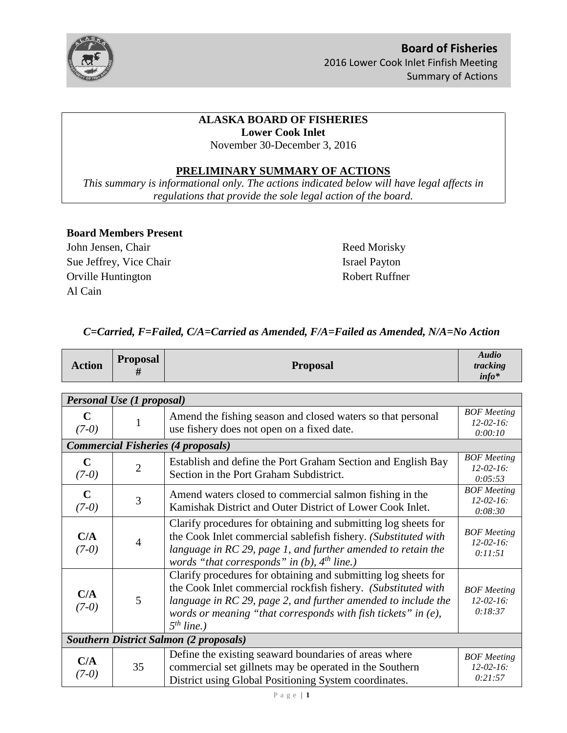**Board of Fisheries**
2016 Lower Cook Inlet Finfish Meeting
Summary of Actions

# ALASKA BOARD OF FISHERIES
## Lower Cook Inlet
November 30-December 3, 2016

## PRELIMINARY SUMMARY OF ACTIONS

*This summary is informational only. The actions indicated below will have legal affects in regulations that provide the sole legal action of the board.*

**Board Members Present**

John Jensen, Chair
Sue Jeffrey, Vice Chair
Orville Huntington
Al Cain
Reed Morisky
Israel Payton
Robert Ruffner

***C=Carried, F=Failed, C/A=Carried as Amended, F/A=Failed as Amended, N/A=No Action***

| Action | Proposal # | Proposal | *Audio tracking info\** |
|---|---|---|---|
| ***Personal Use (1 proposal)*** | | | |
| **C** *(7-0)* | 1 | Amend the fishing season and closed waters so that personal use fishery does not open on a fixed date. | *BOF Meeting 12-02-16: 0:00:10* |
| ***Commercial Fisheries (4 proposals)*** | | | |
| **C** *(7-0)* | 2 | Establish and define the Port Graham Section and English Bay Section in the Port Graham Subdistrict. | *BOF Meeting 12-02-16: 0:05:53* |
| **C** *(7-0)* | 3 | Amend waters closed to commercial salmon fishing in the Kamishak District and Outer District of Lower Cook Inlet. | *BOF Meeting 12-02-16: 0:08:30* |
| **C/A** *(7-0)* | 4 | Clarify procedures for obtaining and submitting log sheets for the Cook Inlet commercial sablefish fishery. *(Substituted with language in RC 29, page 1, and further amended to retain the words "that corresponds" in (b), 4th line.)* | *BOF Meeting 12-02-16: 0:11:51* |
| **C/A** *(7-0)* | 5 | Clarify procedures for obtaining and submitting log sheets for the Cook Inlet commercial rockfish fishery. *(Substituted with language in RC 29, page 2, and further amended to include the words or meaning "that corresponds with fish tickets" in (e), 5th line.)* | *BOF Meeting 12-02-16: 0:18:37* |
| ***Southern District Salmon (2 proposals)*** | | | |
| **C/A** *(7-0)* | 35 | Define the existing seaward boundaries of areas where commercial set gillnets may be operated in the Southern District using Global Positioning System coordinates. | *BOF Meeting 12-02-16: 0:21:57* |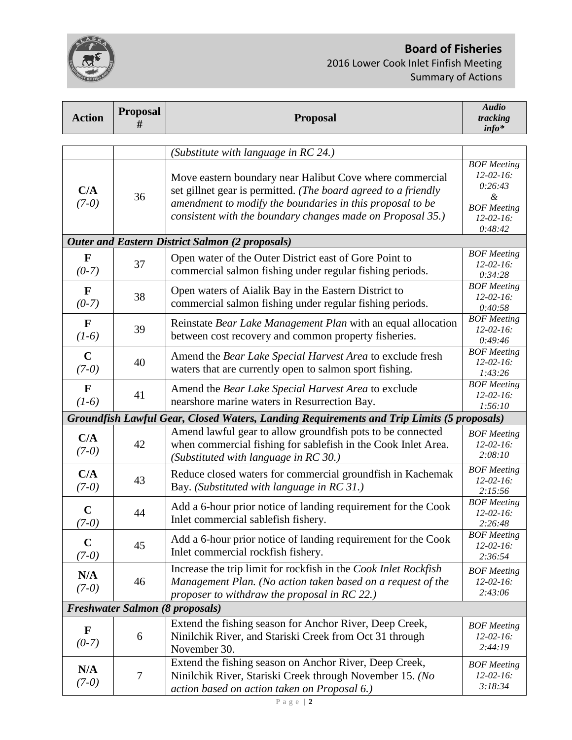# Board of Fisheries

2016 Lower Cook Inlet Finfish Meeting

Summary of Actions

| Action | Proposal # | Proposal | *Audio tracking info** |
|---|---|---|---|
| | | *(Substitute with language in RC 24.)* | |
| **C/A** *(7-0)* | 36 | Move eastern boundary near Halibut Cove where commercial set gillnet gear is permitted. *(The board agreed to a friendly amendment to modify the boundaries in this proposal to be consistent with the boundary changes made on Proposal 35.)* | *BOF Meeting 12-02-16: 0:26:43 & BOF Meeting 12-02-16: 0:48:42* |
| ***Outer and Eastern District Salmon (2 proposals)*** | | | |
| **F** *(0-7)* | 37 | Open water of the Outer District east of Gore Point to commercial salmon fishing under regular fishing periods. | *BOF Meeting 12-02-16: 0:34:28* |
| **F** *(0-7)* | 38 | Open waters of Aialik Bay in the Eastern District to commercial salmon fishing under regular fishing periods. | *BOF Meeting 12-02-16: 0:40:58* |
| **F** *(1-6)* | 39 | Reinstate *Bear Lake Management Plan* with an equal allocation between cost recovery and common property fisheries. | *BOF Meeting 12-02-16: 0:49:46* |
| **C** *(7-0)* | 40 | Amend the *Bear Lake Special Harvest Area* to exclude fresh waters that are currently open to salmon sport fishing. | *BOF Meeting 12-02-16: 1:43:26* |
| **F** *(1-6)* | 41 | Amend the *Bear Lake Special Harvest Area* to exclude nearshore marine waters in Resurrection Bay. | *BOF Meeting 12-02-16: 1:56:10* |
| ***Groundfish Lawful Gear, Closed Waters, Landing Requirements and Trip Limits (5 proposals)*** | | | |
| **C/A** *(7-0)* | 42 | Amend lawful gear to allow groundfish pots to be connected when commercial fishing for sablefish in the Cook Inlet Area. *(Substituted with language in RC 30.)* | *BOF Meeting 12-02-16: 2:08:10* |
| **C/A** *(7-0)* | 43 | Reduce closed waters for commercial groundfish in Kachemak Bay. *(Substituted with language in RC 31.)* | *BOF Meeting 12-02-16: 2:15:56* |
| **C** *(7-0)* | 44 | Add a 6-hour prior notice of landing requirement for the Cook Inlet commercial sablefish fishery. | *BOF Meeting 12-02-16: 2:26:48* |
| **C** *(7-0)* | 45 | Add a 6-hour prior notice of landing requirement for the Cook Inlet commercial rockfish fishery. | *BOF Meeting 12-02-16: 2:36:54* |
| **N/A** *(7-0)* | 46 | Increase the trip limit for rockfish in the *Cook Inlet Rockfish Management Plan. (No action taken based on a request of the proposer to withdraw the proposal in RC 22.)* | *BOF Meeting 12-02-16: 2:43:06* |
| ***Freshwater Salmon (8 proposals)*** | | | |
| **F** *(0-7)* | 6 | Extend the fishing season for Anchor River, Deep Creek, Ninilchik River, and Stariski Creek from Oct 31 through November 30. | *BOF Meeting 12-02-16: 2:44:19* |
| **N/A** *(7-0)* | 7 | Extend the fishing season on Anchor River, Deep Creek, Ninilchik River, Stariski Creek through November 15. *(No action based on action taken on Proposal 6.)* | *BOF Meeting 12-02-16: 3:18:34* |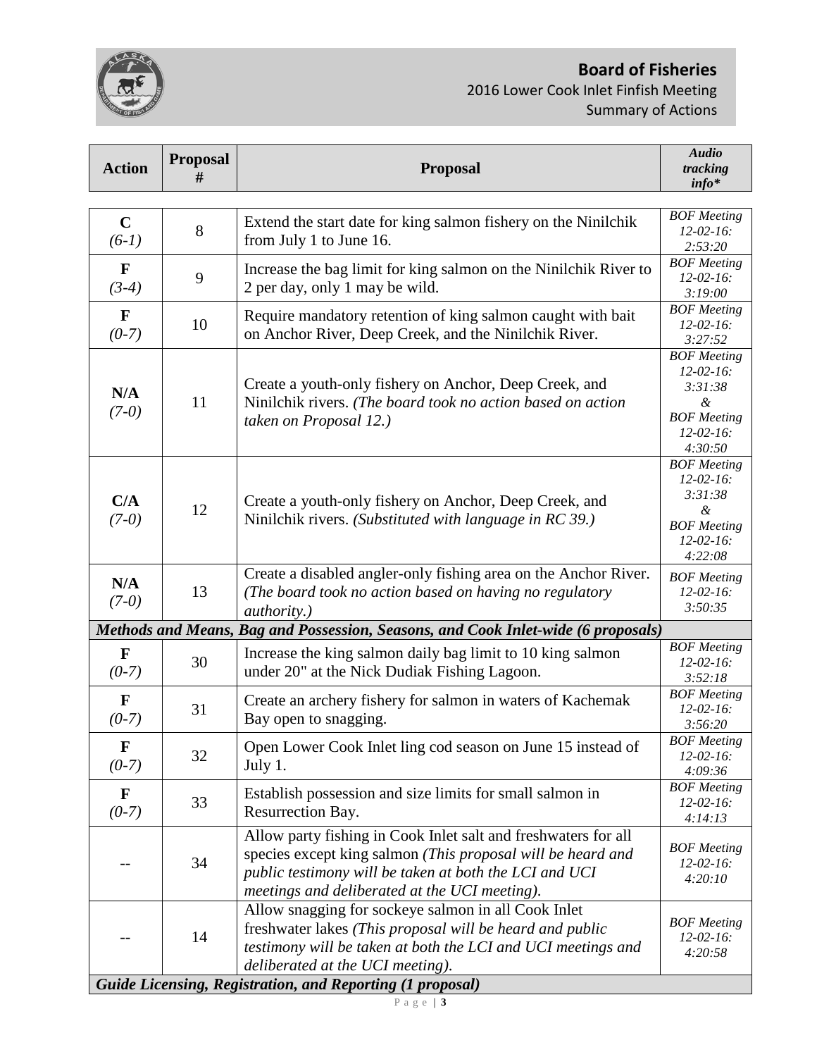| Action | Proposal # | Proposal | Audio tracking info* |
|---|---|---|---|
| **C** *(6-1)* | 8 | Extend the start date for king salmon fishery on the Ninilchik from July 1 to June 16. | *BOF Meeting 12-02-16: 2:53:20* |
| **F** *(3-4)* | 9 | Increase the bag limit for king salmon on the Ninilchik River to 2 per day, only 1 may be wild. | *BOF Meeting 12-02-16: 3:19:00* |
| **F** *(0-7)* | 10 | Require mandatory retention of king salmon caught with bait on Anchor River, Deep Creek, and the Ninilchik River. | *BOF Meeting 12-02-16: 3:27:52* |
| **N/A** *(7-0)* | 11 | Create a youth-only fishery on Anchor, Deep Creek, and Ninilchik rivers. *(The board took no action based on action taken on Proposal 12.)* | *BOF Meeting 12-02-16: 3:31:38 & BOF Meeting 12-02-16: 4:30:50* |
| **C/A** *(7-0)* | 12 | Create a youth-only fishery on Anchor, Deep Creek, and Ninilchik rivers. *(Substituted with language in RC 39.)* | *BOF Meeting 12-02-16: 3:31:38 & BOF Meeting 12-02-16: 4:22:08* |
| **N/A** *(7-0)* | 13 | Create a disabled angler-only fishing area on the Anchor River. *(The board took no action based on having no regulatory authority.)* | *BOF Meeting 12-02-16: 3:50:35* |
| ***Methods and Means, Bag and Possession, Seasons, and Cook Inlet-wide (6 proposals)*** | | | |
| **F** *(0-7)* | 30 | Increase the king salmon daily bag limit to 10 king salmon under 20" at the Nick Dudiak Fishing Lagoon. | *BOF Meeting 12-02-16: 3:52:18* |
| **F** *(0-7)* | 31 | Create an archery fishery for salmon in waters of Kachemak Bay open to snagging. | *BOF Meeting 12-02-16: 3:56:20* |
| **F** *(0-7)* | 32 | Open Lower Cook Inlet ling cod season on June 15 instead of July 1. | *BOF Meeting 12-02-16: 4:09:36* |
| **F** *(0-7)* | 33 | Establish possession and size limits for small salmon in Resurrection Bay. | *BOF Meeting 12-02-16: 4:14:13* |
| -- | 34 | Allow party fishing in Cook Inlet salt and freshwaters for all species except king salmon *(This proposal will be heard and public testimony will be taken at both the LCI and UCI meetings and deliberated at the UCI meeting).* | *BOF Meeting 12-02-16: 4:20:10* |
| -- | 14 | Allow snagging for sockeye salmon in all Cook Inlet freshwater lakes *(This proposal will be heard and public testimony will be taken at both the LCI and UCI meetings and deliberated at the UCI meeting).* | *BOF Meeting 12-02-16: 4:20:58* |
| ***Guide Licensing, Registration, and Reporting (1 proposal)*** | | | |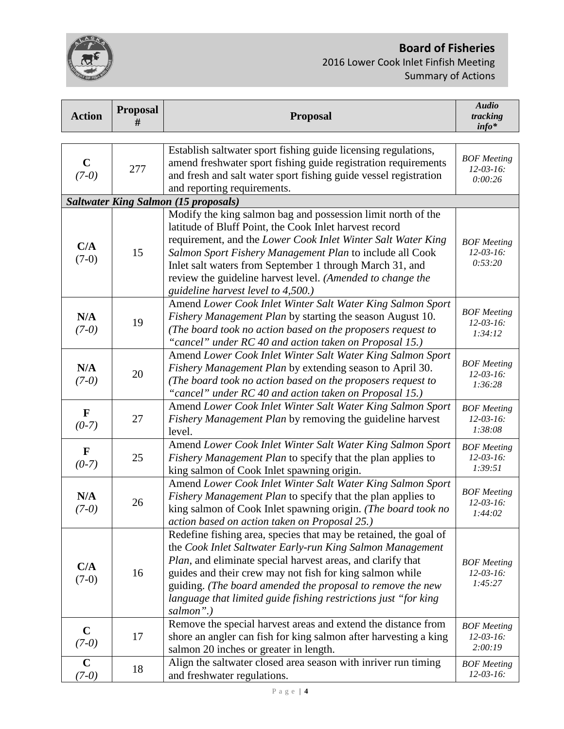| Action | Proposal # | Proposal | *Audio tracking info\** |
|---|---|---|---|
| **C** *(7-0)* | 277 | Establish saltwater sport fishing guide licensing regulations, amend freshwater sport fishing guide registration requirements and fresh and salt water sport fishing guide vessel registration and reporting requirements. | *BOF Meeting 12-03-16: 0:00:26* |
| ***Saltwater King Salmon (15 proposals)*** | | | |
| **C/A** (7-0) | 15 | Modify the king salmon bag and possession limit north of the latitude of Bluff Point, the Cook Inlet harvest record requirement, and the *Lower Cook Inlet Winter Salt Water King Salmon Sport Fishery Management Plan* to include all Cook Inlet salt waters from September 1 through March 31, and review the guideline harvest level. *(Amended to change the guideline harvest level to 4,500.)* | *BOF Meeting 12-03-16: 0:53:20* |
| **N/A** *(7-0)* | 19 | Amend *Lower Cook Inlet Winter Salt Water King Salmon Sport Fishery Management Plan* by starting the season August 10. *(The board took no action based on the proposers request to "cancel" under RC 40 and action taken on Proposal 15.)* | *BOF Meeting 12-03-16: 1:34:12* |
| **N/A** *(7-0)* | 20 | Amend *Lower Cook Inlet Winter Salt Water King Salmon Sport Fishery Management Plan* by extending season to April 30. *(The board took no action based on the proposers request to "cancel" under RC 40 and action taken on Proposal 15.)* | *BOF Meeting 12-03-16: 1:36:28* |
| **F** *(0-7)* | 27 | Amend *Lower Cook Inlet Winter Salt Water King Salmon Sport Fishery Management Plan* by removing the guideline harvest level. | *BOF Meeting 12-03-16: 1:38:08* |
| **F** *(0-7)* | 25 | Amend *Lower Cook Inlet Winter Salt Water King Salmon Sport Fishery Management Plan* to specify that the plan applies to king salmon of Cook Inlet spawning origin. | *BOF Meeting 12-03-16: 1:39:51* |
| **N/A** *(7-0)* | 26 | Amend *Lower Cook Inlet Winter Salt Water King Salmon Sport Fishery Management Plan* to specify that the plan applies to king salmon of Cook Inlet spawning origin. *(The board took no action based on action taken on Proposal 25.)* | *BOF Meeting 12-03-16: 1:44:02* |
| **C/A** (7-0) | 16 | Redefine fishing area, species that may be retained, the goal of the *Cook Inlet Saltwater Early-run King Salmon Management Plan*, and eliminate special harvest areas, and clarify that guides and their crew may not fish for king salmon while guiding. *(The board amended the proposal to remove the new language that limited guide fishing restrictions just "for king salmon".)* | *BOF Meeting 12-03-16: 1:45:27* |
| **C** *(7-0)* | 17 | Remove the special harvest areas and extend the distance from shore an angler can fish for king salmon after harvesting a king salmon 20 inches or greater in length. | *BOF Meeting 12-03-16: 2:00:19* |
| **C** *(7-0)* | 18 | Align the saltwater closed area season with inriver run timing and freshwater regulations. | *BOF Meeting 12-03-16:* |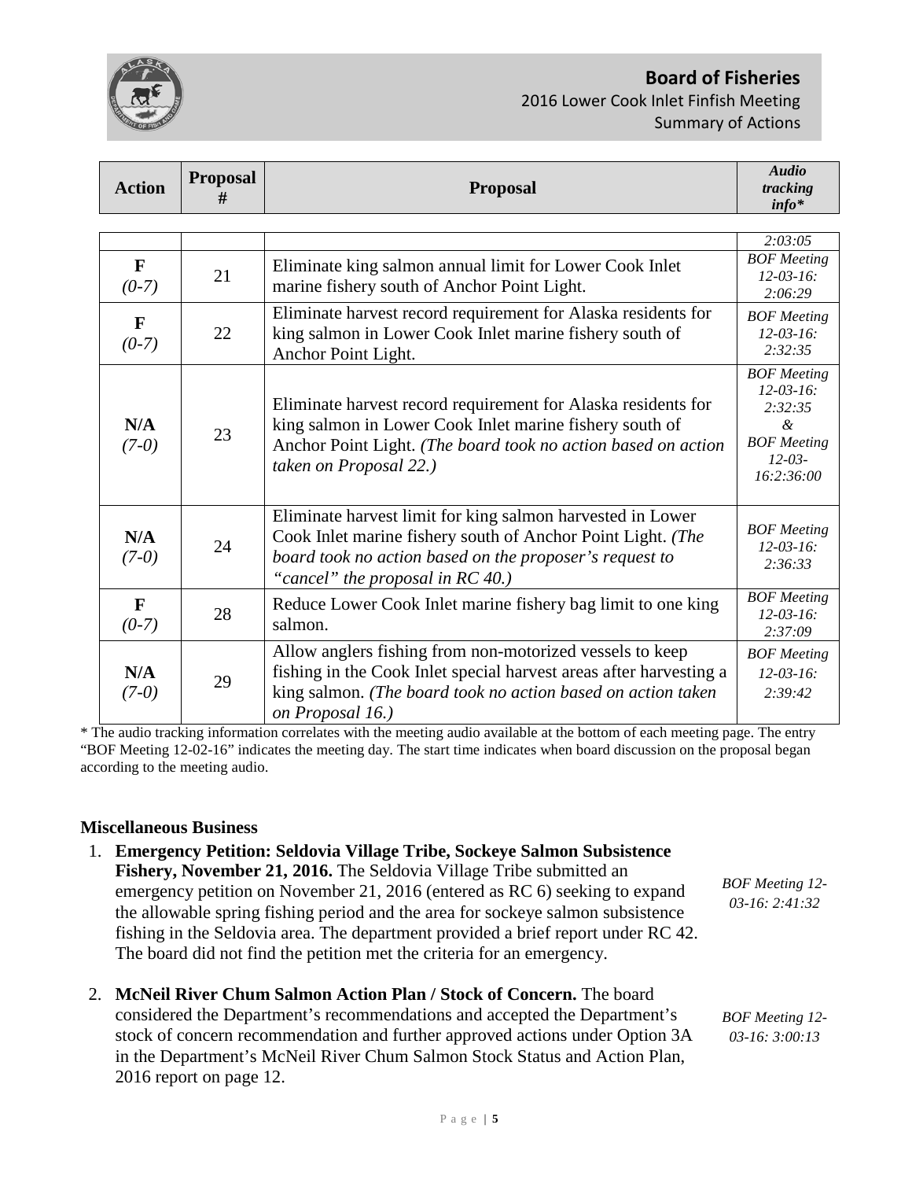| Action | Proposal # | Proposal | *Audio tracking info** |
|---|---|---|---|
| | | | *2:03:05* |
| **F** *(0-7)* | 21 | Eliminate king salmon annual limit for Lower Cook Inlet marine fishery south of Anchor Point Light. | *BOF Meeting 12-03-16: 2:06:29* |
| **F** *(0-7)* | 22 | Eliminate harvest record requirement for Alaska residents for king salmon in Lower Cook Inlet marine fishery south of Anchor Point Light. | *BOF Meeting 12-03-16: 2:32:35* |
| **N/A** *(7-0)* | 23 | Eliminate harvest record requirement for Alaska residents for king salmon in Lower Cook Inlet marine fishery south of Anchor Point Light. *(The board took no action based on action taken on Proposal 22.)* | *BOF Meeting 12-03-16: 2:32:35 & BOF Meeting 12-03-16:2:36:00* |
| **N/A** *(7-0)* | 24 | Eliminate harvest limit for king salmon harvested in Lower Cook Inlet marine fishery south of Anchor Point Light. *(The board took no action based on the proposer's request to "cancel" the proposal in RC 40.)* | *BOF Meeting 12-03-16: 2:36:33* |
| **F** *(0-7)* | 28 | Reduce Lower Cook Inlet marine fishery bag limit to one king salmon. | *BOF Meeting 12-03-16: 2:37:09* |
| **N/A** *(7-0)* | 29 | Allow anglers fishing from non-motorized vessels to keep fishing in the Cook Inlet special harvest areas after harvesting a king salmon. *(The board took no action based on action taken on Proposal 16.)* | *BOF Meeting 12-03-16: 2:39:42* |

\* The audio tracking information correlates with the meeting audio available at the bottom of each meeting page. The entry "BOF Meeting 12-02-16" indicates the meeting day. The start time indicates when board discussion on the proposal began according to the meeting audio.

### Miscellaneous Business

1. **Emergency Petition: Seldovia Village Tribe, Sockeye Salmon Subsistence Fishery, November 21, 2016.** The Seldovia Village Tribe submitted an emergency petition on November 21, 2016 (entered as RC 6) seeking to expand the allowable spring fishing period and the area for sockeye salmon subsistence fishing in the Seldovia area. The department provided a brief report under RC 42. The board did not find the petition met the criteria for an emergency. *BOF Meeting 12-03-16: 2:41:32*

2. **McNeil River Chum Salmon Action Plan / Stock of Concern.** The board considered the Department's recommendations and accepted the Department's stock of concern recommendation and further approved actions under Option 3A in the Department's McNeil River Chum Salmon Stock Status and Action Plan, 2016 report on page 12. *BOF Meeting 12-03-16: 3:00:13*